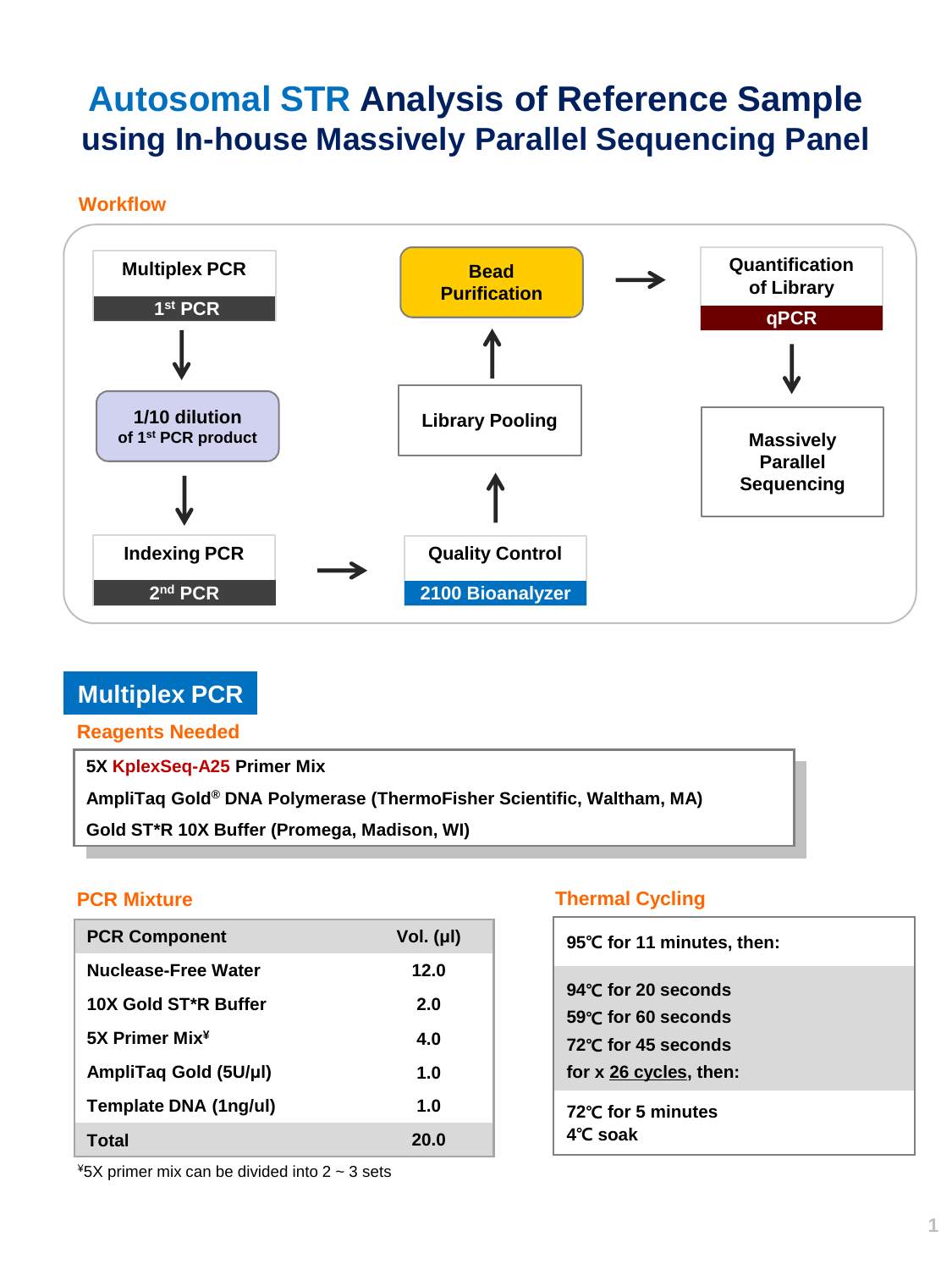# Autosomal STR Analysis of Reference Sample using In-house Massively Parallel Sequencing Panel

## Workflow

- **Multiplex PCR** (1st PCR)
- ↓ **1/10 dilution** of 1st PCR product
- ↓ **Indexing PCR** (2nd PCR)
- → **Quality Control** (2100 Bioanalyzer)
- ↑ **Library Pooling**
- ↑ **Bead Purification**
- → **Quantification of Library** (qPCR)
- ↓ **Massively Parallel Sequencing**

## Multiplex PCR

### Reagents Needed

- 5X KplexSeq-A25 Primer Mix
- AmpliTaq Gold® DNA Polymerase (ThermoFisher Scientific, Waltham, MA)
- Gold ST*R 10X Buffer (Promega, Madison, WI)

### PCR Mixture

| PCR Component | Vol. (µl) |
|---|---|
| Nuclease-Free Water | 12.0 |
| 10X Gold ST*R Buffer | 2.0 |
| 5X Primer Mix¥ | 4.0 |
| AmpliTaq Gold (5U/µl) | 1.0 |
| Template DNA (1ng/ul) | 1.0 |
| Total | 20.0 |

¥5X primer mix can be divided into 2 ~ 3 sets

### Thermal Cycling

95℃ for 11 minutes, then:

94℃ for 20 seconds
59℃ for 60 seconds
72℃ for 45 seconds
for x 26 cycles, then:

72℃ for 5 minutes
4℃ soak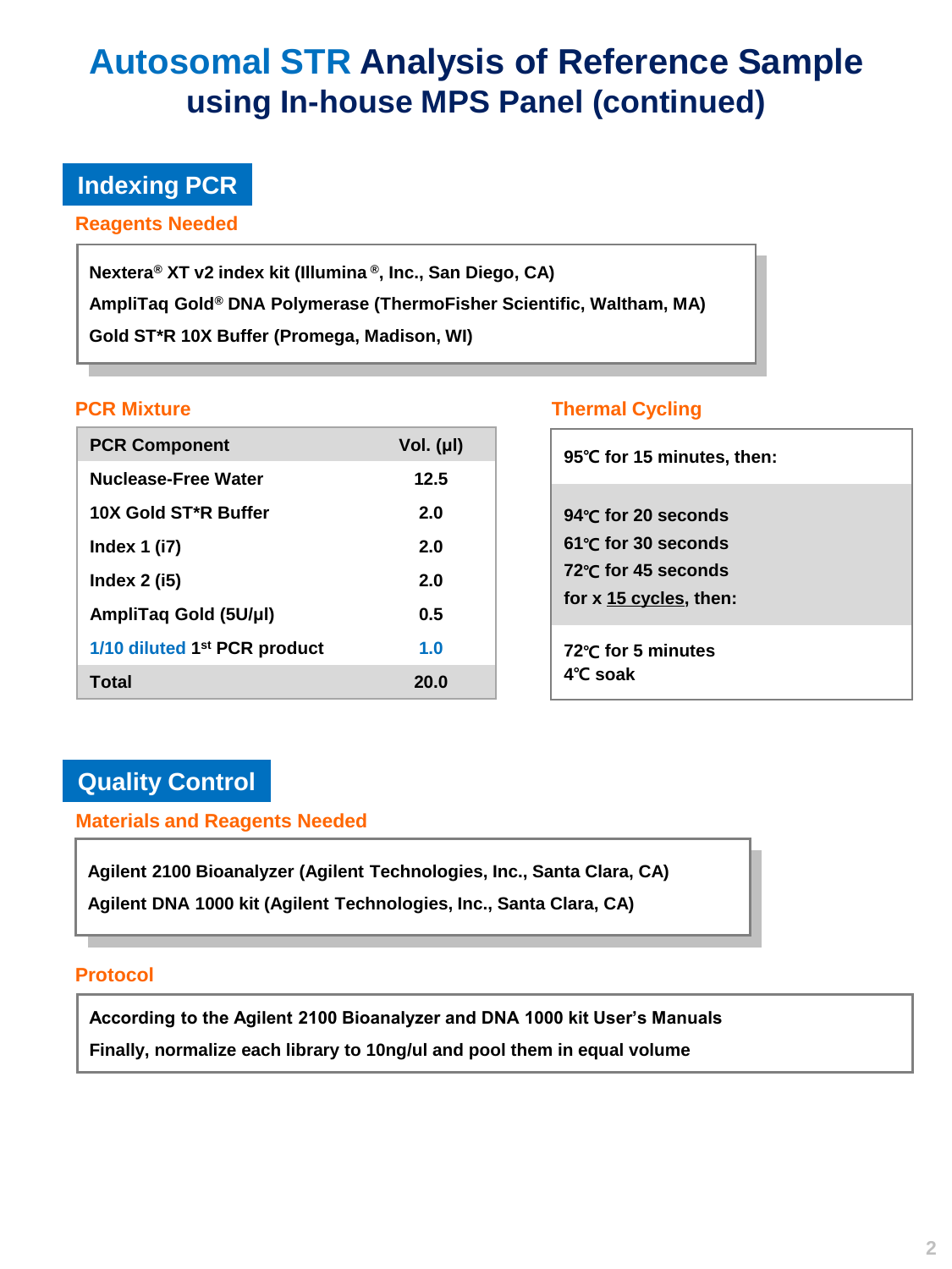# Autosomal STR Analysis of Reference Sample using In-house MPS Panel (continued)

## Indexing PCR

### Reagents Needed

Nextera® XT v2 index kit (Illumina®, Inc., San Diego, CA)
AmpliTaq Gold® DNA Polymerase (ThermoFisher Scientific, Waltham, MA)
Gold ST*R 10X Buffer (Promega, Madison, WI)

### PCR Mixture

| PCR Component | Vol. (µl) |
|---|---|
| Nuclease-Free Water | 12.5 |
| 10X Gold ST*R Buffer | 2.0 |
| Index 1 (i7) | 2.0 |
| Index 2 (i5) | 2.0 |
| AmpliTaq Gold (5U/µl) | 0.5 |
| 1/10 diluted 1st PCR product | 1.0 |
| Total | 20.0 |

### Thermal Cycling

95℃ for 15 minutes, then:

94℃ for 20 seconds
61℃ for 30 seconds
72℃ for 45 seconds
for x 15 cycles, then:

72℃ for 5 minutes
4℃ soak

## Quality Control

### Materials and Reagents Needed

Agilent 2100 Bioanalyzer (Agilent Technologies, Inc., Santa Clara, CA)
Agilent DNA 1000 kit (Agilent Technologies, Inc., Santa Clara, CA)

### Protocol

According to the Agilent 2100 Bioanalyzer and DNA 1000 kit User's Manuals
Finally, normalize each library to 10ng/ul and pool them in equal volume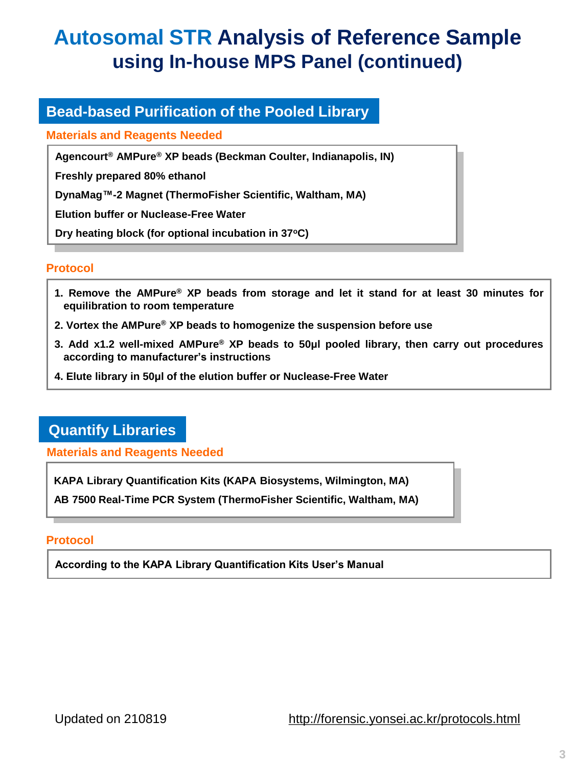# Autosomal STR Analysis of Reference Sample using In-house MPS Panel (continued)

## Bead-based Purification of the Pooled Library

### Materials and Reagents Needed

**Agencourt® AMPure® XP beads (Beckman Coulter, Indianapolis, IN)**

**Freshly prepared 80% ethanol**

**DynaMag™-2 Magnet (ThermoFisher Scientific, Waltham, MA)**

**Elution buffer or Nuclease-Free Water**

**Dry heating block (for optional incubation in 37°C)**

### Protocol

1. **Remove the AMPure® XP beads from storage and let it stand for at least 30 minutes for equilibration to room temperature**
2. **Vortex the AMPure® XP beads to homogenize the suspension before use**
3. **Add x1.2 well-mixed AMPure® XP beads to 50μl pooled library, then carry out procedures according to manufacturer's instructions**
4. **Elute library in 50μl of the elution buffer or Nuclease-Free Water**

## Quantify Libraries

### Materials and Reagents Needed

**KAPA Library Quantification Kits (KAPA Biosystems, Wilmington, MA)**

**AB 7500 Real-Time PCR System (ThermoFisher Scientific, Waltham, MA)**

### Protocol

**According to the KAPA Library Quantification Kits User's Manual**

Updated on 210819

http://forensic.yonsei.ac.kr/protocols.html